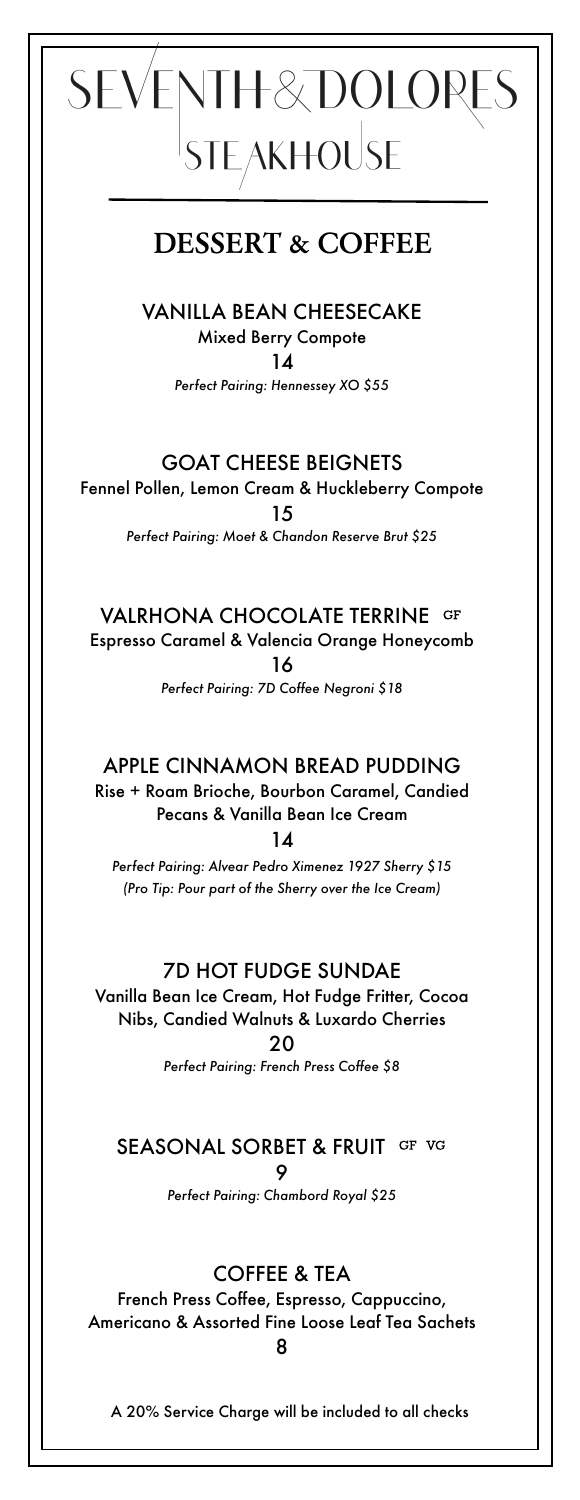# SEVENTH & DOLORES STEAKHOUSE

## DESSERT & COFFEE

### VANILLA BEAN CHEESECAKE

Mixed Berry Compote

14

*Perfect Pairing: Hennessey XO $55*

### GOAT CHEESE BEIGNETS

Fennel Pollen, Lemon Cream & Huckleberry Compote

15

*Perfect Pairing: Moet & Chandon Reserve Brut $25*

### VALRHONA CHOCOLATE TERRINE GF

Espresso Caramel & Valencia Orange Honeycomb

16

*Perfect Pairing: 7D Coffee Negroni $18*

### APPLE CINNAMON BREAD PUDDING

Rise + Roam Brioche, Bourbon Caramel, Candied Pecans & Vanilla Bean Ice Cream

14

*Perfect Pairing: Alvear Pedro Ximenez 1927 Sherry $15*
*(Pro Tip: Pour part of the Sherry over the Ice Cream)*

### 7D HOT FUDGE SUNDAE

Vanilla Bean Ice Cream, Hot Fudge Fritter, Cocoa Nibs, Candied Walnuts & Luxardo Cherries

20

*Perfect Pairing: French Press Coffee $8*

### SEASONAL SORBET & FRUIT GF VG

9

*Perfect Pairing: Chambord Royal $25*

### COFFEE & TEA

French Press Coffee, Espresso, Cappuccino, Americano & Assorted Fine Loose Leaf Tea Sachets

8

A 20% Service Charge will be included to all checks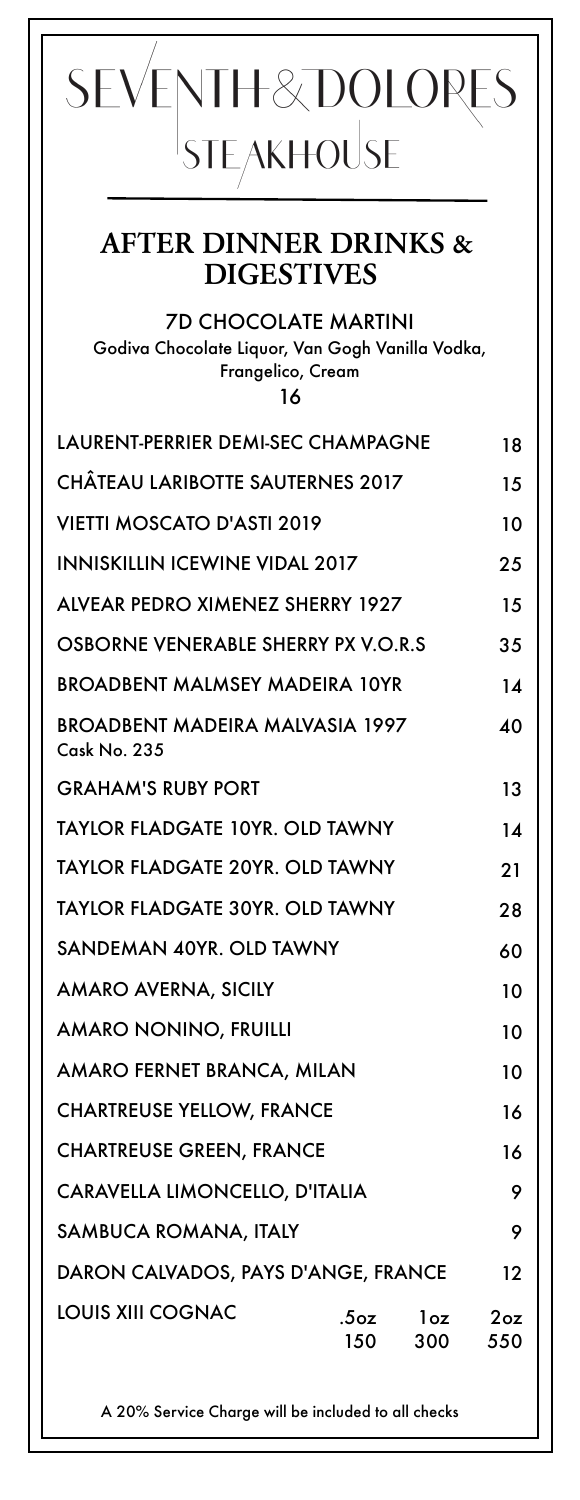# SEVENTH & DOLORES STEAKHOUSE

## AFTER DINNER DRINKS & DIGESTIVES

### 7D CHOCOLATE MARTINI

Godiva Chocolate Liquor, Van Gogh Vanilla Vodka, Frangelico, Cream

16

| | |
|---|---|
| LAURENT-PERRIER DEMI-SEC CHAMPAGNE | 18 |
| CHÂTEAU LARIBOTTE SAUTERNES 2017 | 15 |
| VIETTI MOSCATO D'ASTI 2019 | 10 |
| INNISKILLIN ICEWINE VIDAL 2017 | 25 |
| ALVEAR PEDRO XIMENEZ SHERRY 1927 | 15 |
| OSBORNE VENERABLE SHERRY PX V.O.R.S | 35 |
| BROADBENT MALMSEY MADEIRA 10YR | 14 |
| BROADBENT MADEIRA MALVASIA 1997 Cask No. 235 | 40 |
| GRAHAM'S RUBY PORT | 13 |
| TAYLOR FLADGATE 10YR. OLD TAWNY | 14 |
| TAYLOR FLADGATE 20YR. OLD TAWNY | 21 |
| TAYLOR FLADGATE 30YR. OLD TAWNY | 28 |
| SANDEMAN 40YR. OLD TAWNY | 60 |
| AMARO AVERNA, SICILY | 10 |
| AMARO NONINO, FRUILLI | 10 |
| AMARO FERNET BRANCA, MILAN | 10 |
| CHARTREUSE YELLOW, FRANCE | 16 |
| CHARTREUSE GREEN, FRANCE | 16 |
| CARAVELLA LIMONCELLO, D'ITALIA | 9 |
| SAMBUCA ROMANA, ITALY | 9 |
| DARON CALVADOS, PAYS D'ANGE, FRANCE | 12 |

| | .5oz | 1oz | 2oz |
|---|---|---|---|
| LOUIS XIII COGNAC | 150 | 300 | 550 |

A 20% Service Charge will be included to all checks